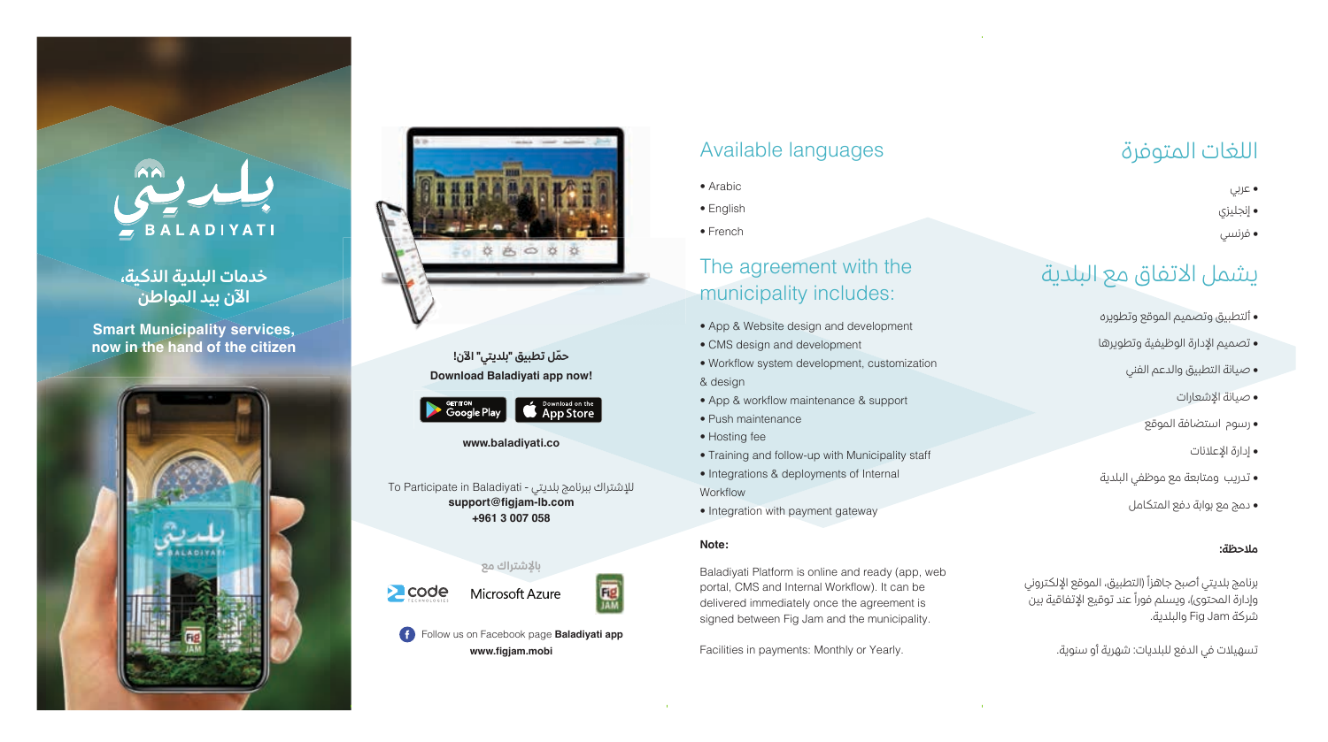بلديتي
BALADIYATI

**خدمات البلدية الذكية،**
**الآن بيد المواطن**

**Smart Municipality services, now in the hand of the citizen**

**حمّل تطبيق "بلديتي" الآن!**
**Download Baladiyati app now!**

GET IT ON Google Play | Download on the App Store

**www.baladiyati.co**

To Participate in Baladiyati - للإشتراك ببرنامج بلديتي
**support@figjam-lb.com**
**+961 3 007 058**

بالإشتراك مع

code | Microsoft Azure | Fig JAM

Follow us on Facebook page **Baladiyati app**
**www.figjam.mobi**

## Available languages

- Arabic
- English
- French

## The agreement with the municipality includes:

- App & Website design and development
- CMS design and development
- Workflow system development, customization & design
- App & workflow maintenance & support
- Push maintenance
- Hosting fee
- Training and follow-up with Municipality staff
- Integrations & deployments of Internal Workflow
- Integration with payment gateway

**Note:**

Baladiyati Platform is online and ready (app, web portal, CMS and Internal Workflow). It can be delivered immediately once the agreement is signed between Fig Jam and the municipality.

Facilities in payments: Monthly or Yearly.

## اللغات المتوفرة

- عربي
- إنجليزي
- فرنسي

## يشمل الاتفاق مع البلدية

- ألتطبيق وتصميم الموقع وتطويره
- تصميم الإدارة الوظيفية وتطويرها
- صيانة التطبيق والدعم الفني
- صيانة الإشعارات
- رسوم استضافة الموقع
- إدارة الإعلانات
- تدريب ومتابعة مع موظفي البلدية
- دمج مع بوابة دفع المتكامل

**ملاحظة:**

برنامج بلديتي أصبح جاهزاً (التطبيق، الموقع الإلكتروني وإدارة المحتوى)، ويسلم فوراً عند توقيع الإتفاقية بين شركة Fig Jam والبلدية.

تسهيلات في الدفع للبلديات: شهرية أو سنوية.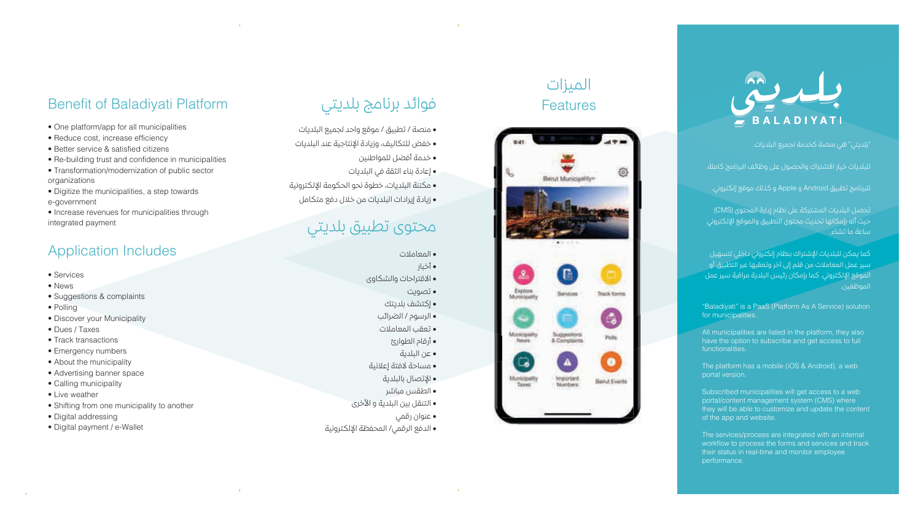## Benefit of Baladiyati Platform

- One platform/app for all municipalities
- Reduce cost, increase efficiency
- Better service & satisfied citizens
- Re-building trust and confidence in municipalities
- Transformation/modernization of public sector organizations
- Digitize the municipalities, a step towards e-government
- Increase revenues for municipalities through integrated payment

## Application Includes

- Services
- News
- Suggestions & complaints
- Polling
- Discover your Municipality
- Dues / Taxes
- Track transactions
- Emergency numbers
- About the municipality
- Advertising banner space
- Calling municipality
- Live weather
- Shifting from one municipality to another
- Digital addressing
- Digital payment / e-Wallet

## فوائد برنامج بلديتي

- منصة / تطبيق / موقع واحد لجميع البلديات
- خفض للتكاليف، وزيادة الإنتاجية عند البلديات
- خدمة أفضل للمواطنين
- إعادة بناء الثقة في البلديات
- مكننة البلديات، خطوة نحو الحكومة الإلكترونية
- زيادة إيرادات البلديات من خلال دفع متكامل

## محتوى تطبيق بلديتي

- المعاملات
- أخبار
- الاقتراحات والشكاوى
- تصويت
- إكتشف بلديتك
- الرسوم / الضرائب
- تعقب المعاملات
- أرقام الطوارئ
- عن البلدية
- مساحة لافتة إعلانية
- الإتصال بالبلدية
- الطقس مباشر
- التنقل بين البلدية و الأخرى
- عنوان رقمي
- الدفع الرقمي/ المحفظة الإلكترونية

## الميزات
## Features

9:41

Beirut Municipality

Explore Municipality | Services | Track forms
Municipality News | Suggestions & Complaints | Polls
Municipality Taxes | Important Numbers | Beirut Events

بلديتي
BALADIYATI

"بلديتي" هي منصة كخدمة لجميع البلديات.

للبلديات خيار الاشتراك والحصول على وظائف البرنامج كاملة.

للبرنامج تطبيق Android و Apple و كذلك موقع إلكتروني.

تحصل البلديات المشتركة على نظام إدارة المحتوى (CMS) حيث أنه بإمكانها تحديث محتوى التطبيق والموقع الإلكتروني ساعة ما تشاء.

كما يمكن للبلديات الإشتراك بنظام إلكتروني داخلي لتسهيل سير عمل المعاملات من قلم إلى آخر وتعقبها عبر التطبيق أو الموقع الإلكتروني. كما بإمكان رئيس البلدية مراقبة سير عمل الموظفين.

"Baladiyati" is a PaaS (Platform As A Service) solution for municipalities.

All municipalities are listed in the platform, they also have the option to subscribe and get access to full functionalities.

The platform has a mobile (iOS & Android), a web portal version.

Subscribed municipalities will get access to a web portal/content management system (CMS) where they will be able to customize and update the content of the app and website.

The services/process are integrated with an internal workflow to process the forms and services and track their status in real-time and monitor employee performance.